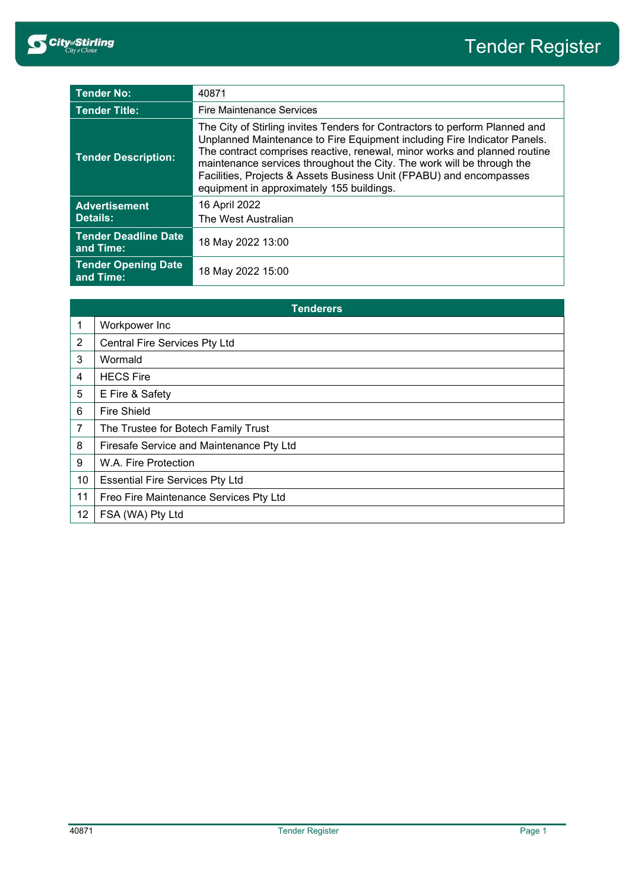# Tender Register

| Tender No: | 40871 |
|---|---|
| Tender Title: | Fire Maintenance Services |
| Tender Description: | The City of Stirling invites Tenders for Contractors to perform Planned and Unplanned Maintenance to Fire Equipment including Fire Indicator Panels. The contract comprises reactive, renewal, minor works and planned routine maintenance services throughout the City. The work will be through the Facilities, Projects & Assets Business Unit (FPABU) and encompasses equipment in approximately 155 buildings. |
| Advertisement Details: | 16 April 2022<br>The West Australian |
| Tender Deadline Date and Time: | 18 May 2022 13:00 |
| Tender Opening Date and Time: | 18 May 2022 15:00 |

| | Tenderers |
|---|---|
| 1 | Workpower Inc |
| 2 | Central Fire Services Pty Ltd |
| 3 | Wormald |
| 4 | HECS Fire |
| 5 | E Fire & Safety |
| 6 | Fire Shield |
| 7 | The Trustee for Botech Family Trust |
| 8 | Firesafe Service and Maintenance Pty Ltd |
| 9 | W.A. Fire Protection |
| 10 | Essential Fire Services Pty Ltd |
| 11 | Freo Fire Maintenance Services Pty Ltd |
| 12 | FSA (WA) Pty Ltd |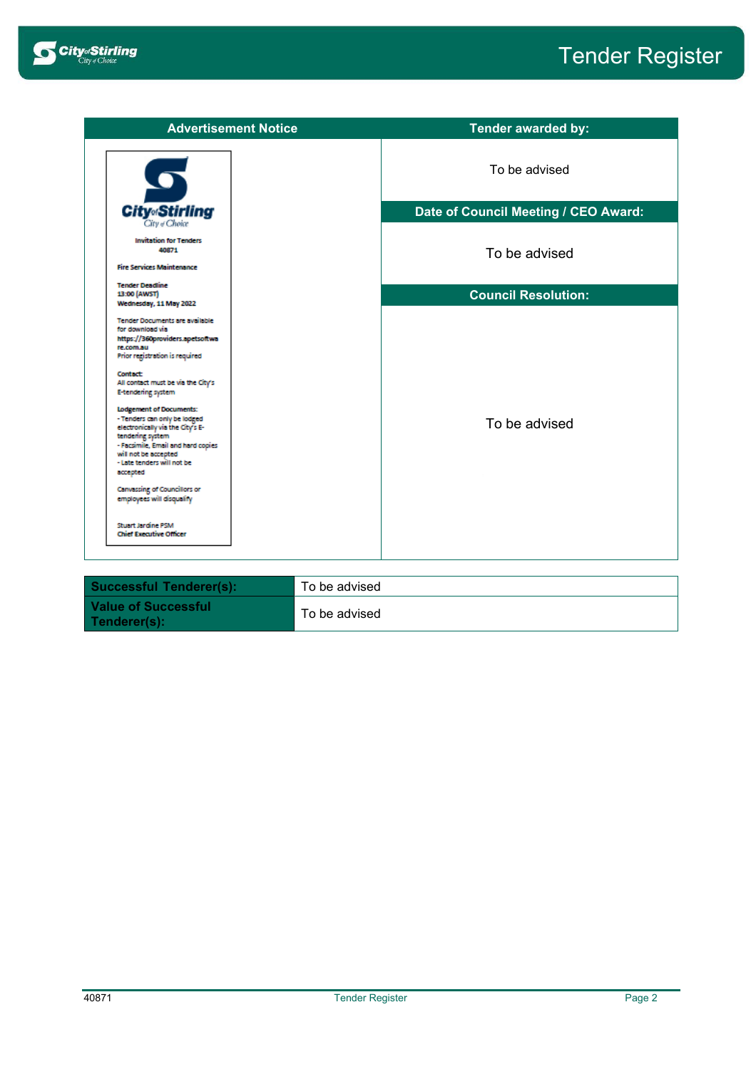| Advertisement Notice | Tender awarded by: |
|---|---|
| **Invitation for Tenders 40871**<br><br>**Fire Services Maintenance**<br><br>**Tender Deadline**<br>13:00 (AWST)<br>Wednesday, 11 May 2022<br><br>Tender Documents are available for download via https://360providers.apetsoftware.com.au<br>Prior registration is required<br><br>**Contact:**<br>All contact must be via the City's E-tendering system<br><br>**Lodgement of Documents:**<br>- Tenders can only be lodged electronically via the City's E-tendering system<br>- Facsimile, Email and hard copies will not be accepted<br>- Late tenders will not be accepted<br><br>Canvassing of Councillors or employees will disqualify<br><br>Stuart Jardine PSM<br>Chief Executive Officer | To be advised |
| | **Date of Council Meeting / CEO Award:** |
| | To be advised |
| | **Council Resolution:** |
| | To be advised |

| | |
|---|---|
| **Successful Tenderer(s):** | To be advised |
| **Value of Successful Tenderer(s):** | To be advised |